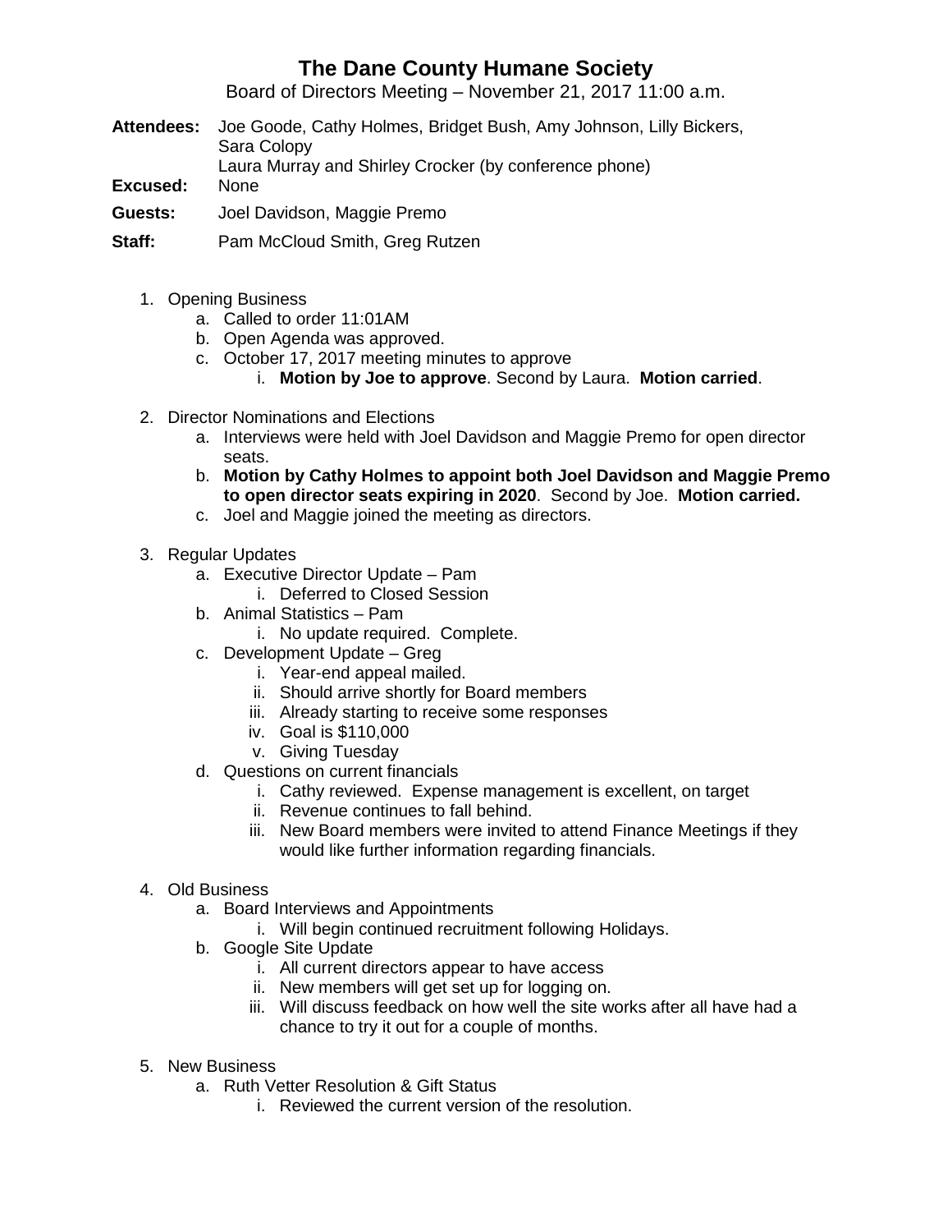# The Dane County Humane Society

Board of Directors Meeting – November 21, 2017 11:00 a.m.

**Attendees:** Joe Goode, Cathy Holmes, Bridget Bush, Amy Johnson, Lilly Bickers, Sara Colopy
Laura Murray and Shirley Crocker (by conference phone)

**Excused:** None

**Guests:** Joel Davidson, Maggie Premo

**Staff:** Pam McCloud Smith, Greg Rutzen

1. Opening Business
    a. Called to order 11:01AM
    b. Open Agenda was approved.
    c. October 17, 2017 meeting minutes to approve
        i. **Motion by Joe to approve**. Second by Laura. **Motion carried**.

2. Director Nominations and Elections
    a. Interviews were held with Joel Davidson and Maggie Premo for open director seats.
    b. **Motion by Cathy Holmes to appoint both Joel Davidson and Maggie Premo to open director seats expiring in 2020**. Second by Joe. **Motion carried.**
    c. Joel and Maggie joined the meeting as directors.

3. Regular Updates
    a. Executive Director Update – Pam
        i. Deferred to Closed Session
    b. Animal Statistics – Pam
        i. No update required. Complete.
    c. Development Update – Greg
        i. Year-end appeal mailed.
        ii. Should arrive shortly for Board members
        iii. Already starting to receive some responses
        iv. Goal is $110,000
        v. Giving Tuesday
    d. Questions on current financials
        i. Cathy reviewed. Expense management is excellent, on target
        ii. Revenue continues to fall behind.
        iii. New Board members were invited to attend Finance Meetings if they would like further information regarding financials.

4. Old Business
    a. Board Interviews and Appointments
        i. Will begin continued recruitment following Holidays.
    b. Google Site Update
        i. All current directors appear to have access
        ii. New members will get set up for logging on.
        iii. Will discuss feedback on how well the site works after all have had a chance to try it out for a couple of months.

5. New Business
    a. Ruth Vetter Resolution & Gift Status
        i. Reviewed the current version of the resolution.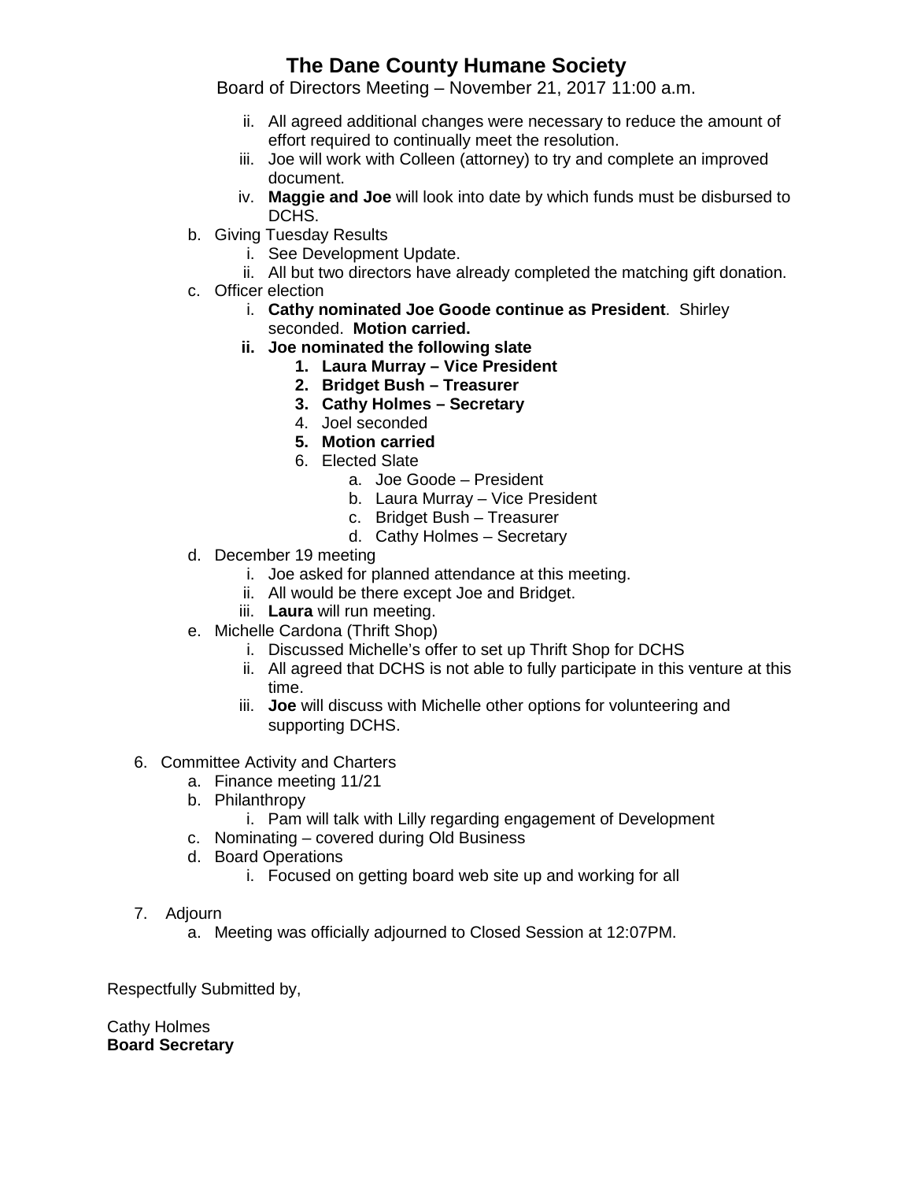# The Dane County Humane Society

Board of Directors Meeting – November 21, 2017 11:00 a.m.

- ii. All agreed additional changes were necessary to reduce the amount of effort required to continually meet the resolution.
- iii. Joe will work with Colleen (attorney) to try and complete an improved document.
- iv. **Maggie and Joe** will look into date by which funds must be disbursed to DCHS.

b. Giving Tuesday Results
- i. See Development Update.
- ii. All but two directors have already completed the matching gift donation.

c. Officer election
- i. **Cathy nominated Joe Goode continue as President**. Shirley seconded. **Motion carried.**
- **ii. Joe nominated the following slate**
  1. **Laura Murray – Vice President**
  2. **Bridget Bush – Treasurer**
  3. **Cathy Holmes – Secretary**
  4. Joel seconded
  5. **Motion carried**
  6. Elected Slate
     - a. Joe Goode – President
     - b. Laura Murray – Vice President
     - c. Bridget Bush – Treasurer
     - d. Cathy Holmes – Secretary

d. December 19 meeting
- i. Joe asked for planned attendance at this meeting.
- ii. All would be there except Joe and Bridget.
- iii. **Laura** will run meeting.

e. Michelle Cardona (Thrift Shop)
- i. Discussed Michelle's offer to set up Thrift Shop for DCHS
- ii. All agreed that DCHS is not able to fully participate in this venture at this time.
- iii. **Joe** will discuss with Michelle other options for volunteering and supporting DCHS.

6. Committee Activity and Charters
   - a. Finance meeting 11/21
   - b. Philanthropy
     - i. Pam will talk with Lilly regarding engagement of Development
   - c. Nominating – covered during Old Business
   - d. Board Operations
     - i. Focused on getting board web site up and working for all

7. Adjourn
   - a. Meeting was officially adjourned to Closed Session at 12:07PM.

Respectfully Submitted by,

Cathy Holmes
**Board Secretary**